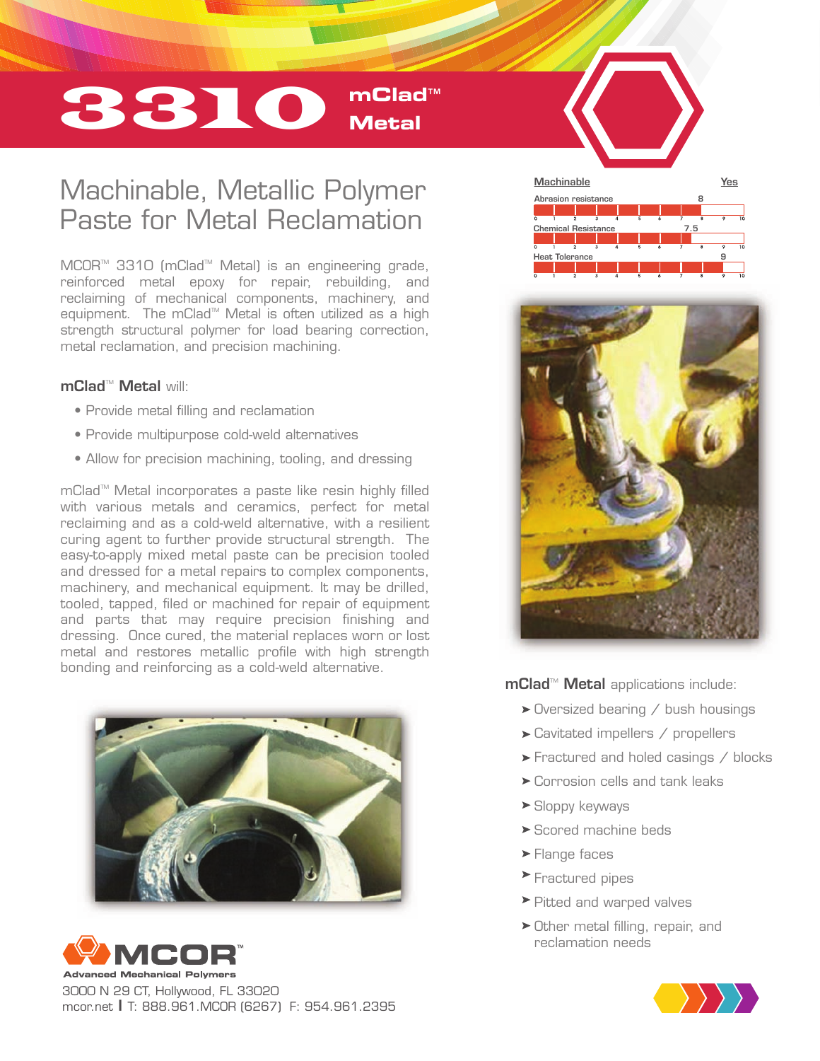# 3310 mClad™ Metal

## Machinable, Metallic Polymer Paste for Metal Reclamation

MCOR™ 3310 (mClad™ Metal) is an engineering grade, reinforced metal epoxy for repair, rebuilding, and reclaiming of mechanical components, machinery, and equipment. The mClad™ Metal is often utilized as a high strength structural polymer for load bearing correction, metal reclamation, and precision machining.

**mClad™ Metal** will:

- Provide metal filling and reclamation
- Provide multipurpose cold-weld alternatives
- Allow for precision machining, tooling, and dressing

mClad™ Metal incorporates a paste like resin highly filled with various metals and ceramics, perfect for metal reclaiming and as a cold-weld alternative, with a resilient curing agent to further provide structural strength. The easy-to-apply mixed metal paste can be precision tooled and dressed for a metal repairs to complex components, machinery, and mechanical equipment. It may be drilled, tooled, tapped, filed or machined for repair of equipment and parts that may require precision finishing and dressing. Once cured, the material replaces worn or lost metal and restores metallic profile with high strength bonding and reinforcing as a cold-weld alternative.

| Property | Rating (0–10) |
|---|---|
| Machinable | Yes |
| Abrasion resistance | 8 |
| Chemical Resistance | 7.5 |
| Heat Tolerance | 9 |

**mClad™ Metal** applications include:

- Oversized bearing / bush housings
- Cavitated impellers / propellers
- Fractured and holed casings / blocks
- Corrosion cells and tank leaks
- Sloppy keyways
- Scored machine beds
- Flange faces
- Fractured pipes
- Pitted and warped valves
- Other metal filling, repair, and reclamation needs

**MCOR™**
Advanced Mechanical Polymers

3000 N 29 CT, Hollywood, FL 33020
mcor.net | T: 888.961.MCOR (6267) F: 954.961.2395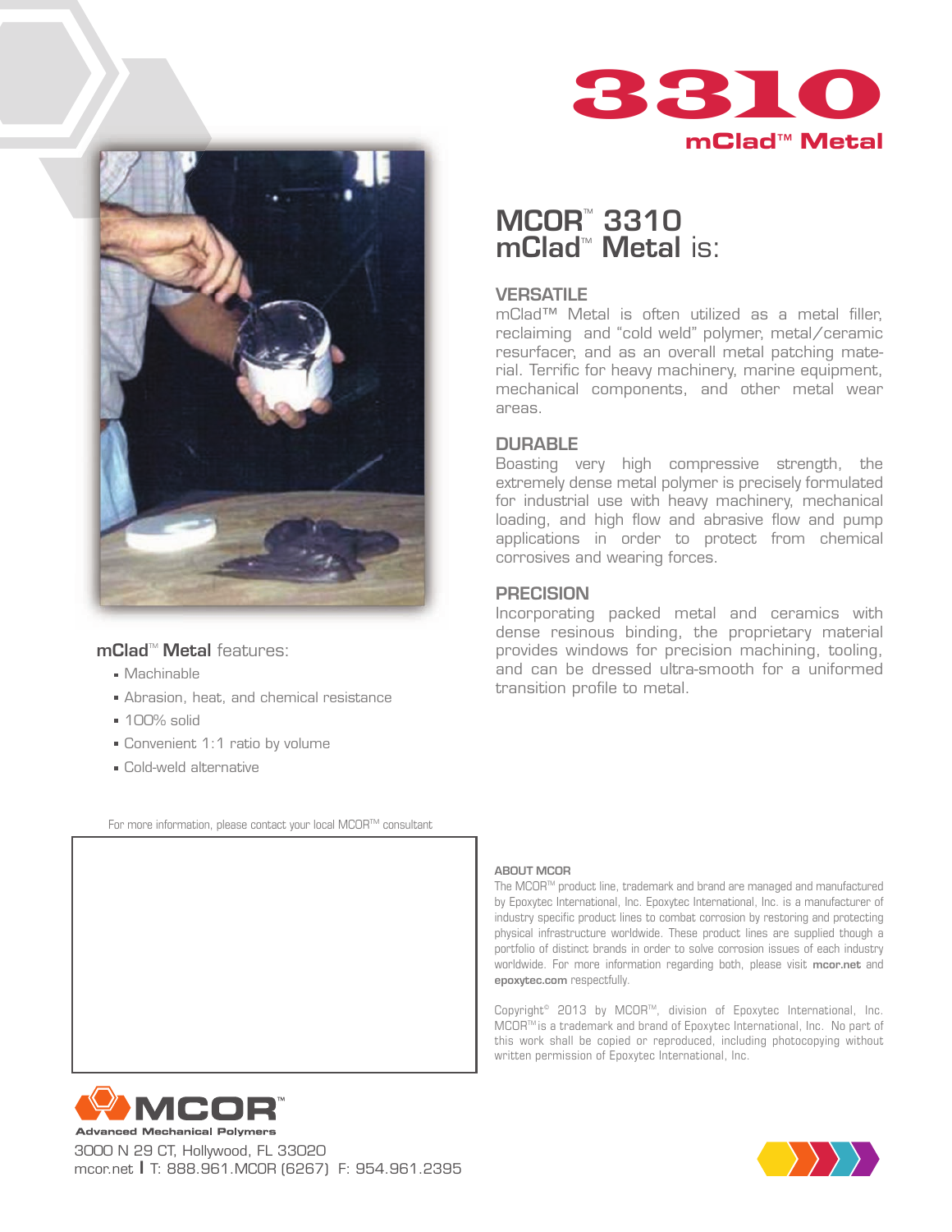# 3310

**mClad™ Metal**

## MCOR™ 3310 mClad™ Metal is:

### VERSATILE

mClad™ Metal is often utilized as a metal filler, reclaiming and "cold weld" polymer, metal/ceramic resurfacer, and as an overall metal patching material. Terrific for heavy machinery, marine equipment, mechanical components, and other metal wear areas.

### DURABLE

Boasting very high compressive strength, the extremely dense metal polymer is precisely formulated for industrial use with heavy machinery, mechanical loading, and high flow and abrasive flow and pump applications in order to protect from chemical corrosives and wearing forces.

### PRECISION

Incorporating packed metal and ceramics with dense resinous binding, the proprietary material provides windows for precision machining, tooling, and can be dressed ultra-smooth for a uniformed transition profile to metal.

**mClad™ Metal** features:

- Machinable
- Abrasion, heat, and chemical resistance
- 100% solid
- Convenient 1:1 ratio by volume
- Cold-weld alternative

For more information, please contact your local MCOR™ consultant

**ABOUT MCOR**

The MCOR™ product line, trademark and brand are managed and manufactured by Epoxytec International, Inc. Epoxytec International, Inc. is a manufacturer of industry specific product lines to combat corrosion by restoring and protecting physical infrastructure worldwide. These product lines are supplied though a portfolio of distinct brands in order to solve corrosion issues of each industry worldwide. For more information regarding both, please visit **mcor.net** and **epoxytec.com** respectfully.

Copyright© 2013 by MCOR™, division of Epoxytec International, Inc. MCOR™ is a trademark and brand of Epoxytec International, Inc. No part of this work shall be copied or reproduced, including photocopying without written permission of Epoxytec International, Inc.

**MCOR™**
Advanced Mechanical Polymers
3000 N 29 CT, Hollywood, FL 33020
mcor.net | T: 888.961.MCOR (6267) F: 954.961.2395